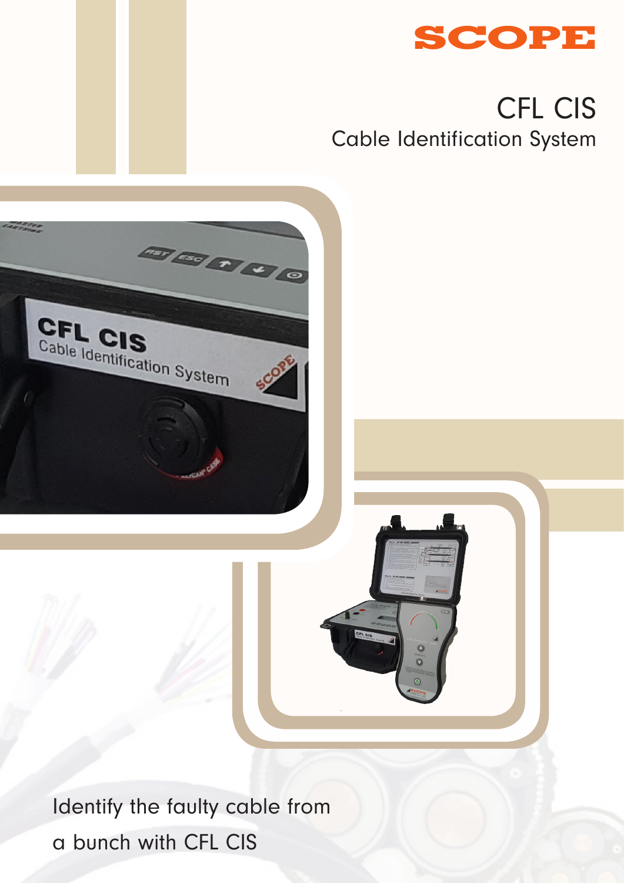SCOPE

# CFL CIS

## Cable Identification System

Identify the faulty cable from a bunch with CFL CIS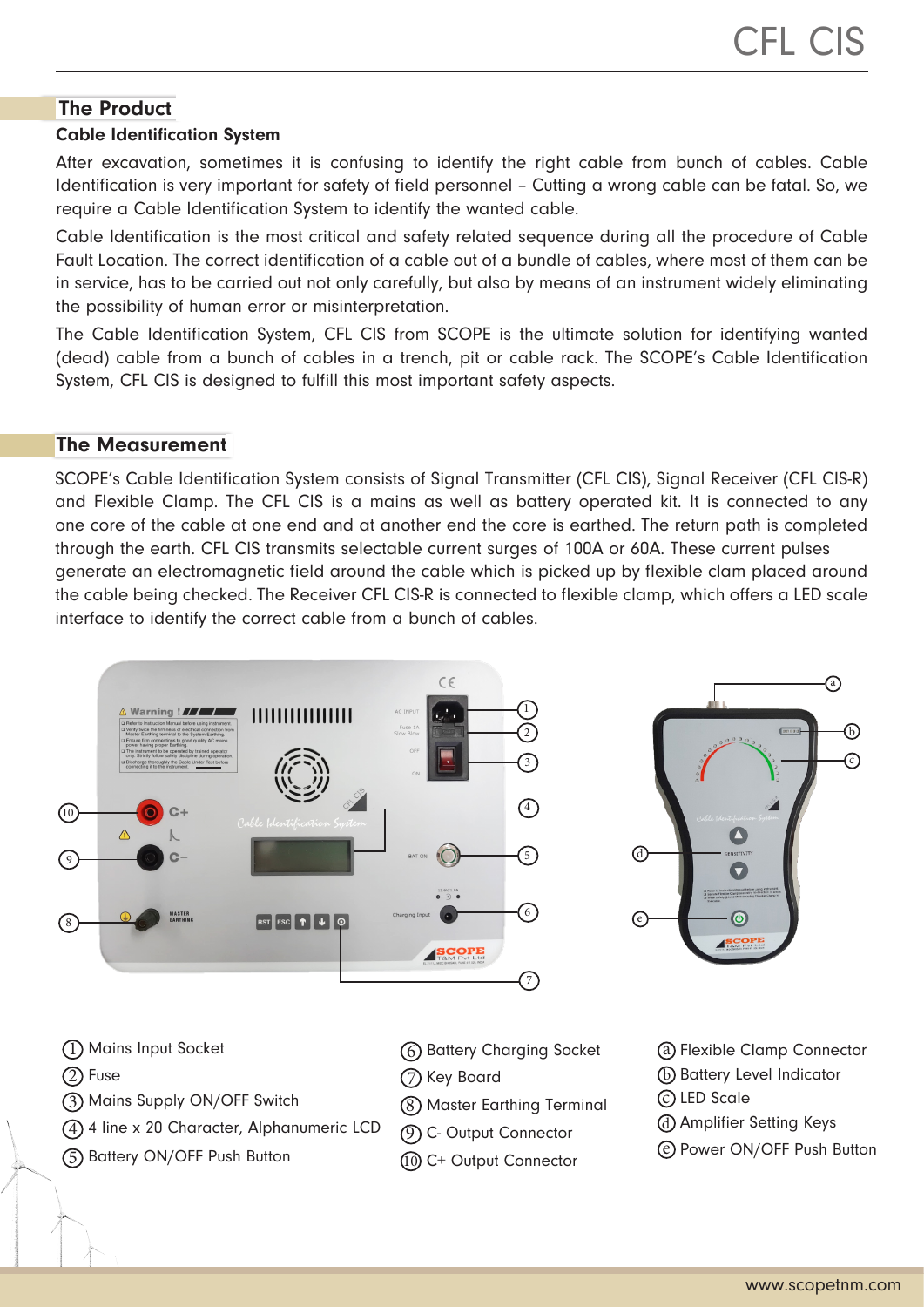## The Product

### Cable Identification System

After excavation, sometimes it is confusing to identify the right cable from bunch of cables. Cable Identification is very important for safety of field personnel – Cutting a wrong cable can be fatal. So, we require a Cable Identification System to identify the wanted cable.

Cable Identification is the most critical and safety related sequence during all the procedure of Cable Fault Location. The correct identification of a cable out of a bundle of cables, where most of them can be in service, has to be carried out not only carefully, but also by means of an instrument widely eliminating the possibility of human error or misinterpretation.

The Cable Identification System, CFL CIS from SCOPE is the ultimate solution for identifying wanted (dead) cable from a bunch of cables in a trench, pit or cable rack. The SCOPE's Cable Identification System, CFL CIS is designed to fulfill this most important safety aspects.

## The Measurement

SCOPE's Cable Identification System consists of Signal Transmitter (CFL CIS), Signal Receiver (CFL CIS-R) and Flexible Clamp. The CFL CIS is a mains as well as battery operated kit. It is connected to any one core of the cable at one end and at another end the core is earthed. The return path is completed through the earth. CFL CIS transmits selectable current surges of 100A or 60A. These current pulses generate an electromagnetic field around the cable which is picked up by flexible clam placed around the cable being checked. The Receiver CFL CIS-R is connected to flexible clamp, which offers a LED scale interface to identify the correct cable from a bunch of cables.

1. Mains Input Socket
2. Fuse
3. Mains Supply ON/OFF Switch
4. 4 line x 20 Character, Alphanumeric LCD
5. Battery ON/OFF Push Button
6. Battery Charging Socket
7. Key Board
8. Master Earthing Terminal
9. C- Output Connector
10. C+ Output Connector

a. Flexible Clamp Connector
b. Battery Level Indicator
c. LED Scale
d. Amplifier Setting Keys
e. Power ON/OFF Push Button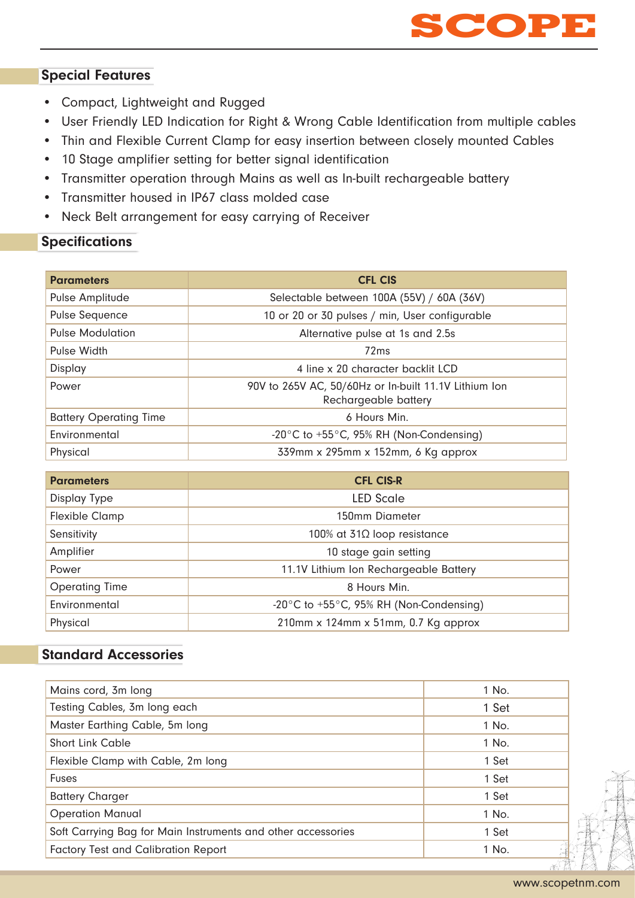## Special Features

- Compact, Lightweight and Rugged
- User Friendly LED Indication for Right & Wrong Cable Identification from multiple cables
- Thin and Flexible Current Clamp for easy insertion between closely mounted Cables
- 10 Stage amplifier setting for better signal identification
- Transmitter operation through Mains as well as In-built rechargeable battery
- Transmitter housed in IP67 class molded case
- Neck Belt arrangement for easy carrying of Receiver

## Specifications

| Parameters | CFL CIS |
|---|---|
| Pulse Amplitude | Selectable between 100A (55V) / 60A (36V) |
| Pulse Sequence | 10 or 20 or 30 pulses / min, User configurable |
| Pulse Modulation | Alternative pulse at 1s and 2.5s |
| Pulse Width | 72ms |
| Display | 4 line x 20 character backlit LCD |
| Power | 90V to 265V AC, 50/60Hz or In-built 11.1V Lithium Ion Rechargeable battery |
| Battery Operating Time | 6 Hours Min. |
| Environmental | -20°C to +55°C, 95% RH (Non-Condensing) |
| Physical | 339mm x 295mm x 152mm, 6 Kg approx |

| Parameters | CFL CIS-R |
|---|---|
| Display Type | LED Scale |
| Flexible Clamp | 150mm Diameter |
| Sensitivity | 100% at 31Ω loop resistance |
| Amplifier | 10 stage gain setting |
| Power | 11.1V Lithium Ion Rechargeable Battery |
| Operating Time | 8 Hours Min. |
| Environmental | -20°C to +55°C, 95% RH (Non-Condensing) |
| Physical | 210mm x 124mm x 51mm, 0.7 Kg approx |

## Standard Accessories

| Item | Quantity |
|---|---|
| Mains cord, 3m long | 1 No. |
| Testing Cables, 3m long each | 1 Set |
| Master Earthing Cable, 5m long | 1 No. |
| Short Link Cable | 1 No. |
| Flexible Clamp with Cable, 2m long | 1 Set |
| Fuses | 1 Set |
| Battery Charger | 1 Set |
| Operation Manual | 1 No. |
| Soft Carrying Bag for Main Instruments and other accessories | 1 Set |
| Factory Test and Calibration Report | 1 No. |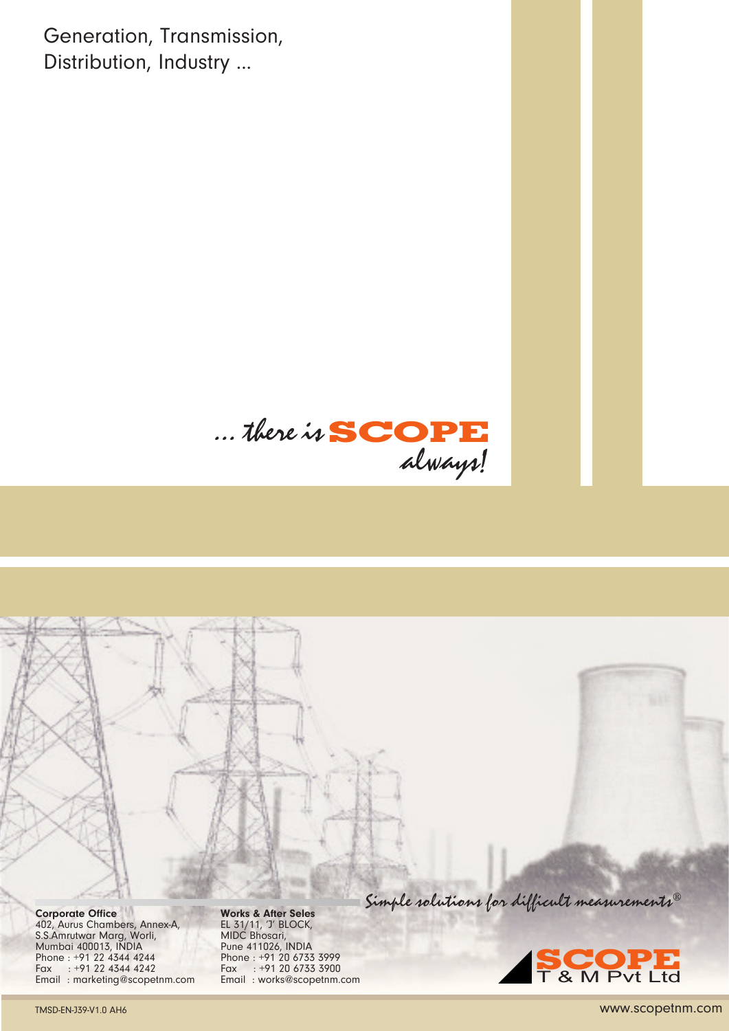Generation, Transmission,
Distribution, Industry ...

*... there is* **SCOPE** *always!*

*Simple solutions for difficult measurements®*

**Corporate Office**
402, Aurus Chambers, Annex-A,
S.S.Amrutwar Marg, Worli,
Mumbai 400013, INDIA
Phone : +91 22 4344 4244
Fax : +91 22 4344 4242
Email : marketing@scopetnm.com

**Works & After Seles**
EL 31/11, 'J' BLOCK,
MIDC Bhosari,
Pune 411026, INDIA
Phone : +91 20 6733 3999
Fax : +91 20 6733 3900
Email : works@scopetnm.com

**SCOPE**
T & M Pvt Ltd

TMSD-EN-J39-V1.0 AH6

www.scopetnm.com